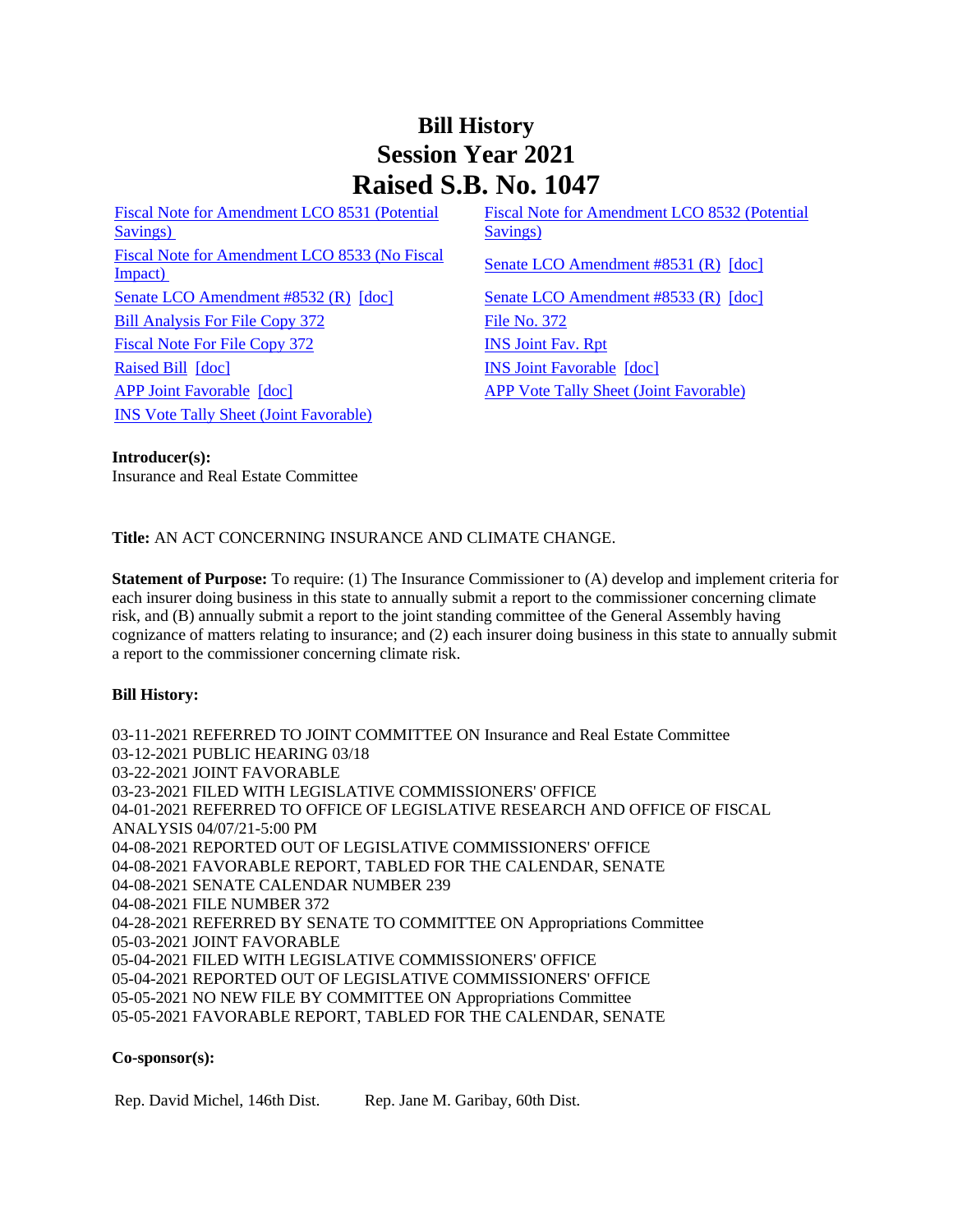# Bill History
# Session Year 2021
# Raised S.B. No. 1047

Fiscal Note for Amendment LCO 8531 (Potential Savings)
Fiscal Note for Amendment LCO 8532 (Potential Savings)
Fiscal Note for Amendment LCO 8533 (No Fiscal Impact)
Senate LCO Amendment #8531 (R) [doc]
Senate LCO Amendment #8532 (R) [doc]
Senate LCO Amendment #8533 (R) [doc]
Bill Analysis For File Copy 372
File No. 372
Fiscal Note For File Copy 372
INS Joint Fav. Rpt
Raised Bill [doc]
INS Joint Favorable [doc]
APP Joint Favorable [doc]
APP Vote Tally Sheet (Joint Favorable)
INS Vote Tally Sheet (Joint Favorable)

**Introducer(s):**
Insurance and Real Estate Committee

**Title:** AN ACT CONCERNING INSURANCE AND CLIMATE CHANGE.

**Statement of Purpose:** To require: (1) The Insurance Commissioner to (A) develop and implement criteria for each insurer doing business in this state to annually submit a report to the commissioner concerning climate risk, and (B) annually submit a report to the joint standing committee of the General Assembly having cognizance of matters relating to insurance; and (2) each insurer doing business in this state to annually submit a report to the commissioner concerning climate risk.

**Bill History:**

03-11-2021 REFERRED TO JOINT COMMITTEE ON Insurance and Real Estate Committee
03-12-2021 PUBLIC HEARING 03/18
03-22-2021 JOINT FAVORABLE
03-23-2021 FILED WITH LEGISLATIVE COMMISSIONERS' OFFICE
04-01-2021 REFERRED TO OFFICE OF LEGISLATIVE RESEARCH AND OFFICE OF FISCAL ANALYSIS 04/07/21-5:00 PM
04-08-2021 REPORTED OUT OF LEGISLATIVE COMMISSIONERS' OFFICE
04-08-2021 FAVORABLE REPORT, TABLED FOR THE CALENDAR, SENATE
04-08-2021 SENATE CALENDAR NUMBER 239
04-08-2021 FILE NUMBER 372
04-28-2021 REFERRED BY SENATE TO COMMITTEE ON Appropriations Committee
05-03-2021 JOINT FAVORABLE
05-04-2021 FILED WITH LEGISLATIVE COMMISSIONERS' OFFICE
05-04-2021 REPORTED OUT OF LEGISLATIVE COMMISSIONERS' OFFICE
05-05-2021 NO NEW FILE BY COMMITTEE ON Appropriations Committee
05-05-2021 FAVORABLE REPORT, TABLED FOR THE CALENDAR, SENATE

**Co-sponsor(s):**

Rep. David Michel, 146th Dist.    Rep. Jane M. Garibay, 60th Dist.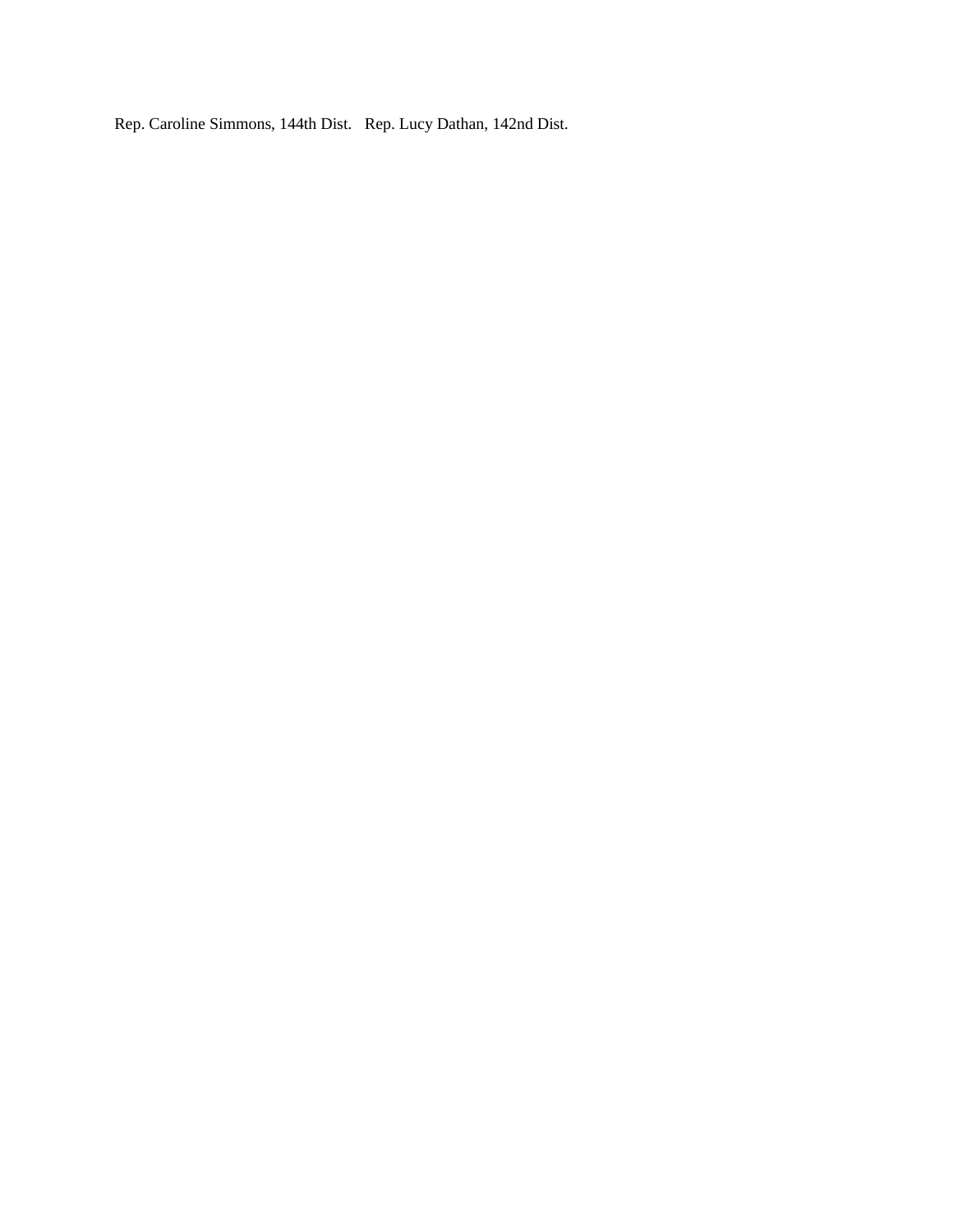Rep. Caroline Simmons, 144th Dist. Rep. Lucy Dathan, 142nd Dist.